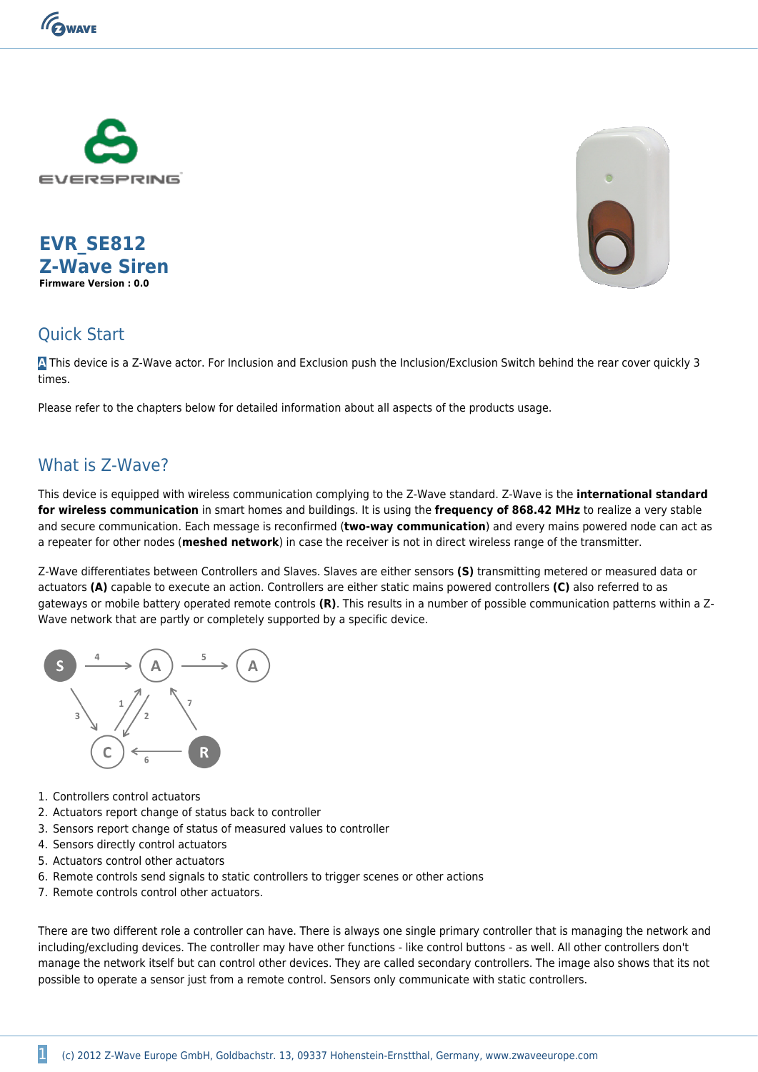# EVR_SE812
# Z-Wave Siren

**Firmware Version : 0.0**

## Quick Start

**A** This device is a Z-Wave actor. For Inclusion and Exclusion push the Inclusion/Exclusion Switch behind the rear cover quickly 3 times.

Please refer to the chapters below for detailed information about all aspects of the products usage.

## What is Z-Wave?

This device is equipped with wireless communication complying to the Z-Wave standard. Z-Wave is the **international standard for wireless communication** in smart homes and buildings. It is using the **frequency of 868.42 MHz** to realize a very stable and secure communication. Each message is reconfirmed (**two-way communication**) and every mains powered node can act as a repeater for other nodes (**meshed network**) in case the receiver is not in direct wireless range of the transmitter.

Z-Wave differentiates between Controllers and Slaves. Slaves are either sensors **(S)** transmitting metered or measured data or actuators **(A)** capable to execute an action. Controllers are either static mains powered controllers **(C)** also referred to as gateways or mobile battery operated remote controls **(R)**. This results in a number of possible communication patterns within a Z-Wave network that are partly or completely supported by a specific device.

1. Controllers control actuators
2. Actuators report change of status back to controller
3. Sensors report change of status of measured values to controller
4. Sensors directly control actuators
5. Actuators control other actuators
6. Remote controls send signals to static controllers to trigger scenes or other actions
7. Remote controls control other actuators.

There are two different role a controller can have. There is always one single primary controller that is managing the network and including/excluding devices. The controller may have other functions - like control buttons - as well. All other controllers don't manage the network itself but can control other devices. They are called secondary controllers. The image also shows that its not possible to operate a sensor just from a remote control. Sensors only communicate with static controllers.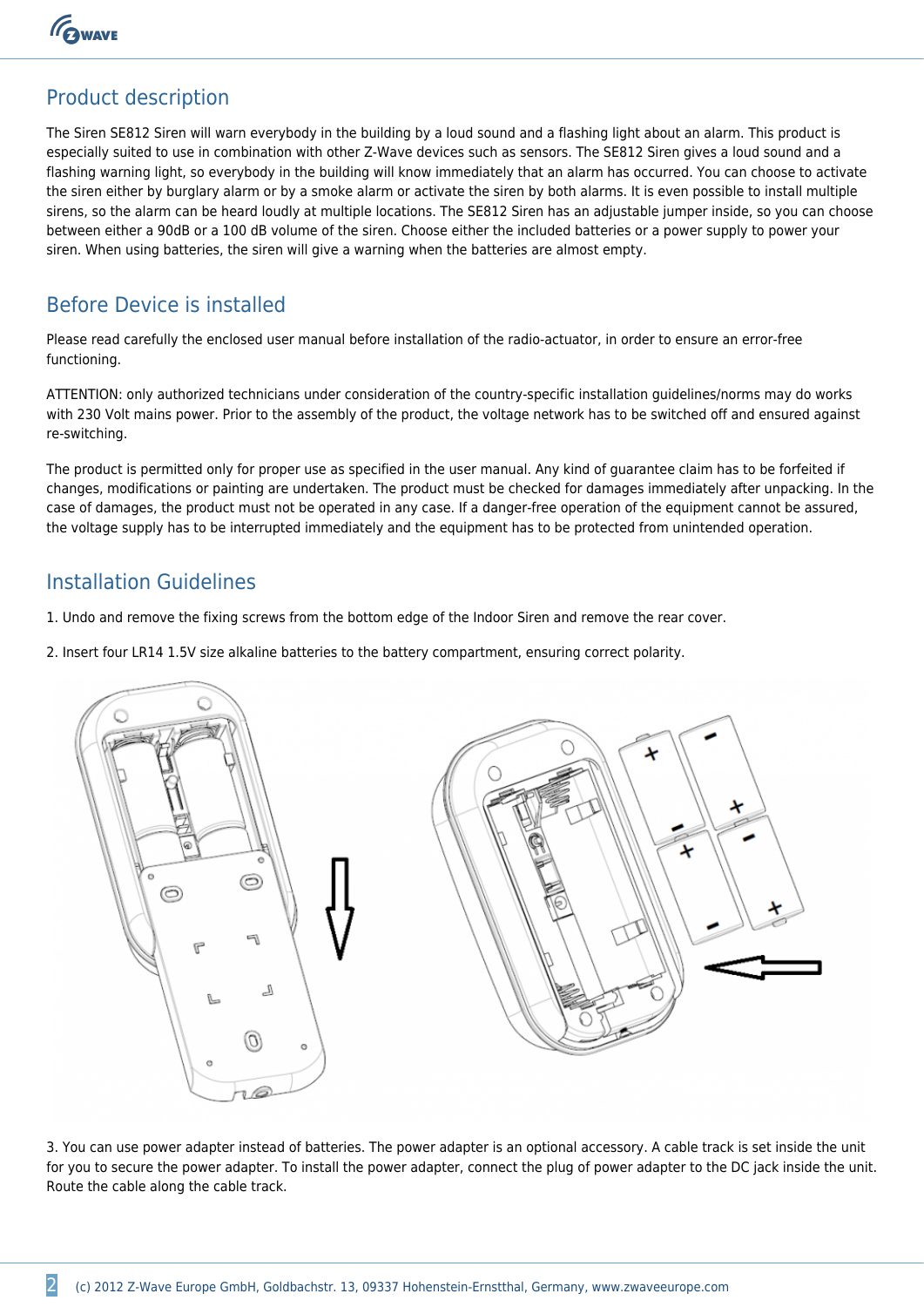## Product description

The Siren SE812 Siren will warn everybody in the building by a loud sound and a flashing light about an alarm. This product is especially suited to use in combination with other Z-Wave devices such as sensors. The SE812 Siren gives a loud sound and a flashing warning light, so everybody in the building will know immediately that an alarm has occurred. You can choose to activate the siren either by burglary alarm or by a smoke alarm or activate the siren by both alarms. It is even possible to install multiple sirens, so the alarm can be heard loudly at multiple locations. The SE812 Siren has an adjustable jumper inside, so you can choose between either a 90dB or a 100 dB volume of the siren. Choose either the included batteries or a power supply to power your siren. When using batteries, the siren will give a warning when the batteries are almost empty.

## Before Device is installed

Please read carefully the enclosed user manual before installation of the radio-actuator, in order to ensure an error-free functioning.

ATTENTION: only authorized technicians under consideration of the country-specific installation guidelines/norms may do works with 230 Volt mains power. Prior to the assembly of the product, the voltage network has to be switched off and ensured against re-switching.

The product is permitted only for proper use as specified in the user manual. Any kind of guarantee claim has to be forfeited if changes, modifications or painting are undertaken. The product must be checked for damages immediately after unpacking. In the case of damages, the product must not be operated in any case. If a danger-free operation of the equipment cannot be assured, the voltage supply has to be interrupted immediately and the equipment has to be protected from unintended operation.

## Installation Guidelines

1. Undo and remove the fixing screws from the bottom edge of the Indoor Siren and remove the rear cover.

2. Insert four LR14 1.5V size alkaline batteries to the battery compartment, ensuring correct polarity.

3. You can use power adapter instead of batteries. The power adapter is an optional accessory. A cable track is set inside the unit for you to secure the power adapter. To install the power adapter, connect the plug of power adapter to the DC jack inside the unit. Route the cable along the cable track.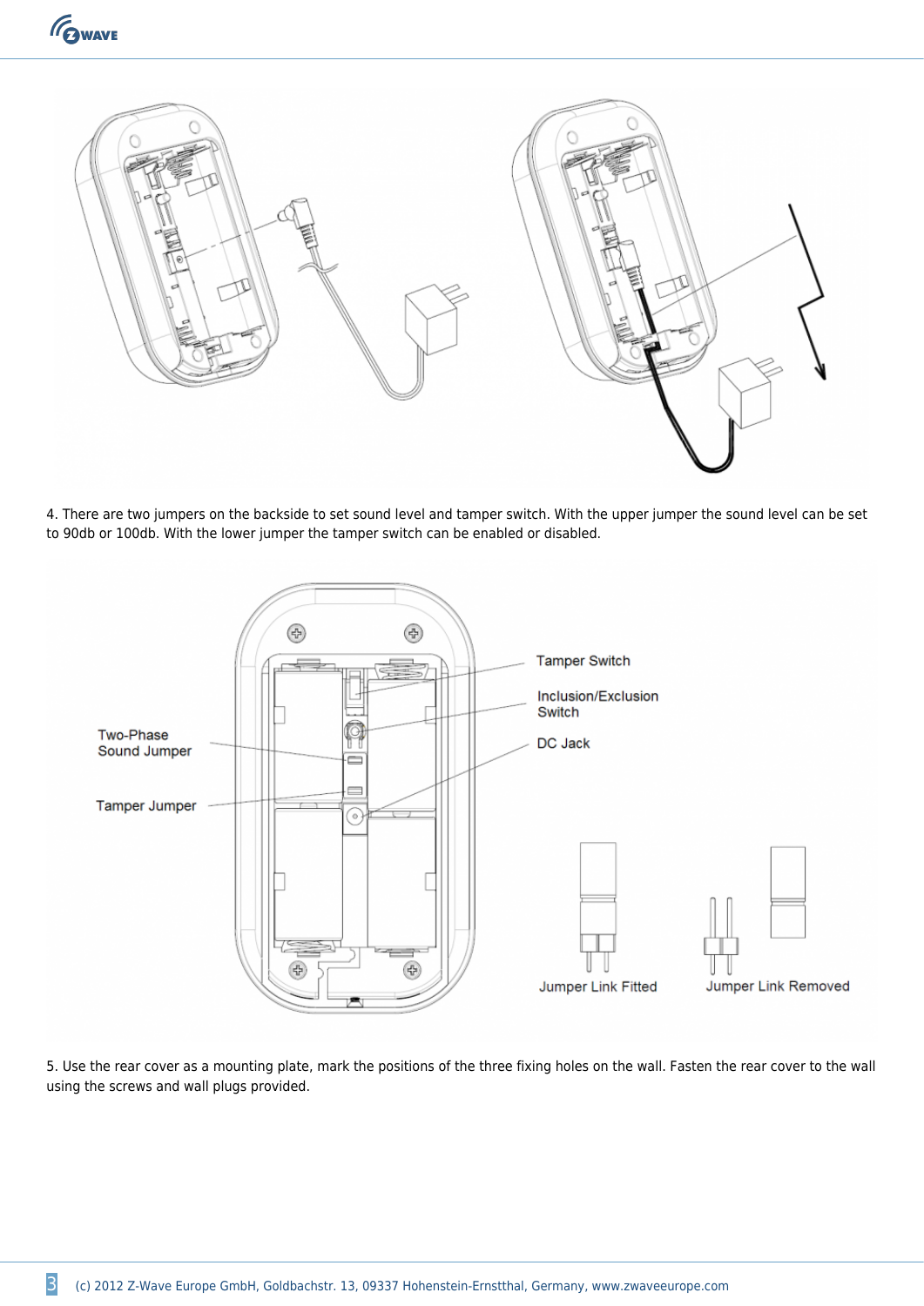4. There are two jumpers on the backside to set sound level and tamper switch. With the upper jumper the sound level can be set to 90db or 100db. With the lower jumper the tamper switch can be enabled or disabled.

Tamper Switch

Inclusion/Exclusion Switch

DC Jack

Two-Phase Sound Jumper

Tamper Jumper

Jumper Link Fitted

Jumper Link Removed

5. Use the rear cover as a mounting plate, mark the positions of the three fixing holes on the wall. Fasten the rear cover to the wall using the screws and wall plugs provided.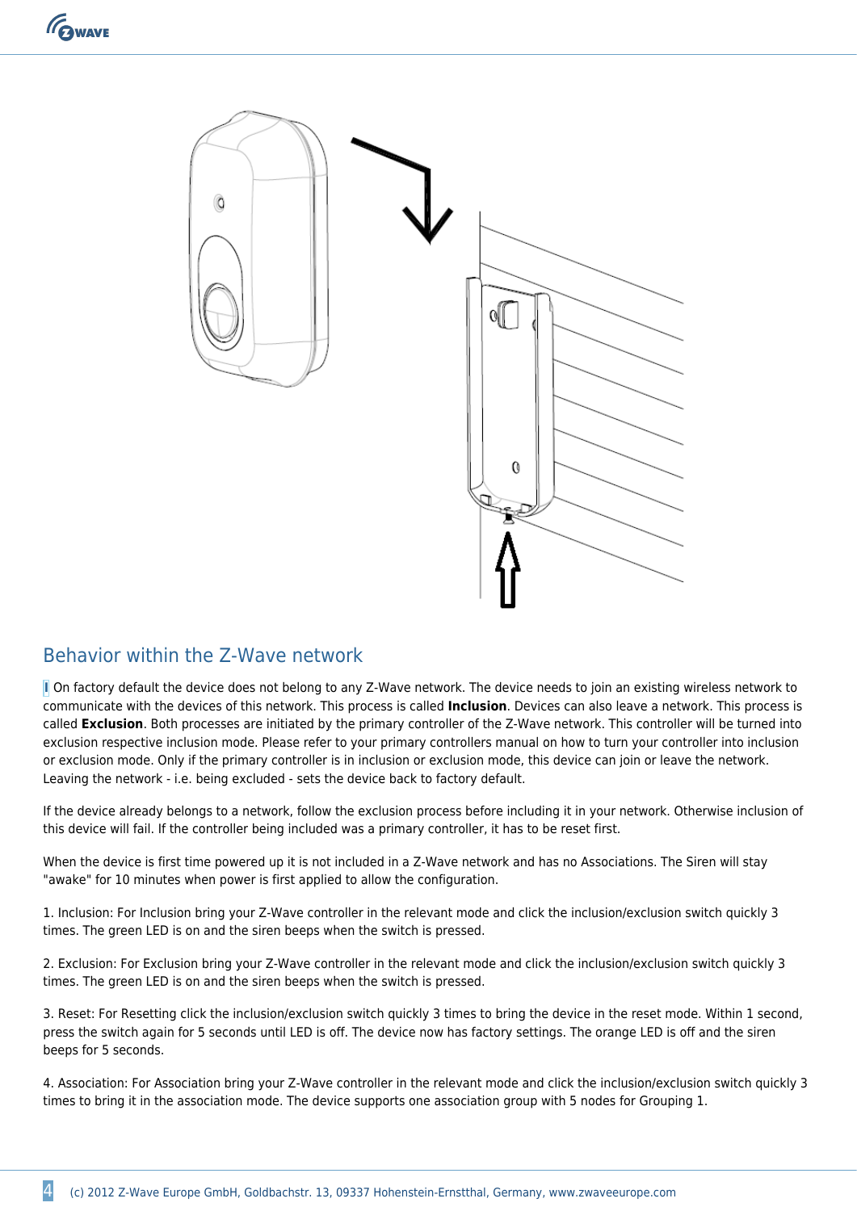## Behavior within the Z-Wave network

On factory default the device does not belong to any Z-Wave network. The device needs to join an existing wireless network to communicate with the devices of this network. This process is called **Inclusion**. Devices can also leave a network. This process is called **Exclusion**. Both processes are initiated by the primary controller of the Z-Wave network. This controller will be turned into exclusion respective inclusion mode. Please refer to your primary controllers manual on how to turn your controller into inclusion or exclusion mode. Only if the primary controller is in inclusion or exclusion mode, this device can join or leave the network. Leaving the network - i.e. being excluded - sets the device back to factory default.

If the device already belongs to a network, follow the exclusion process before including it in your network. Otherwise inclusion of this device will fail. If the controller being included was a primary controller, it has to be reset first.

When the device is first time powered up it is not included in a Z-Wave network and has no Associations. The Siren will stay "awake" for 10 minutes when power is first applied to allow the configuration.

1. Inclusion: For Inclusion bring your Z-Wave controller in the relevant mode and click the inclusion/exclusion switch quickly 3 times. The green LED is on and the siren beeps when the switch is pressed.

2. Exclusion: For Exclusion bring your Z-Wave controller in the relevant mode and click the inclusion/exclusion switch quickly 3 times. The green LED is on and the siren beeps when the switch is pressed.

3. Reset: For Resetting click the inclusion/exclusion switch quickly 3 times to bring the device in the reset mode. Within 1 second, press the switch again for 5 seconds until LED is off. The device now has factory settings. The orange LED is off and the siren beeps for 5 seconds.

4. Association: For Association bring your Z-Wave controller in the relevant mode and click the inclusion/exclusion switch quickly 3 times to bring it in the association mode. The device supports one association group with 5 nodes for Grouping 1.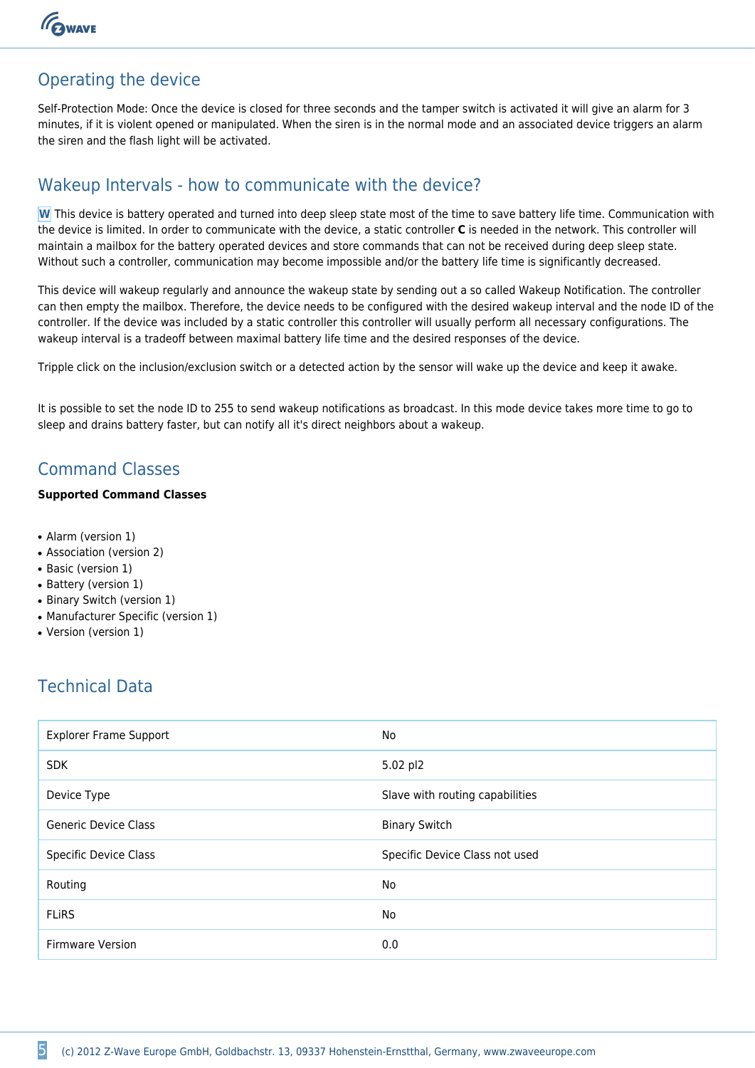## Operating the device

Self-Protection Mode: Once the device is closed for three seconds and the tamper switch is activated it will give an alarm for 3 minutes, if it is violent opened or manipulated. When the siren is in the normal mode and an associated device triggers an alarm the siren and the flash light will be activated.

## Wakeup Intervals - how to communicate with the device?

**W** This device is battery operated and turned into deep sleep state most of the time to save battery life time. Communication with the device is limited. In order to communicate with the device, a static controller **C** is needed in the network. This controller will maintain a mailbox for the battery operated devices and store commands that can not be received during deep sleep state. Without such a controller, communication may become impossible and/or the battery life time is significantly decreased.

This device will wakeup regularly and announce the wakeup state by sending out a so called Wakeup Notification. The controller can then empty the mailbox. Therefore, the device needs to be configured with the desired wakeup interval and the node ID of the controller. If the device was included by a static controller this controller will usually perform all necessary configurations. The wakeup interval is a tradeoff between maximal battery life time and the desired responses of the device.

Tripple click on the inclusion/exclusion switch or a detected action by the sensor will wake up the device and keep it awake.

It is possible to set the node ID to 255 to send wakeup notifications as broadcast. In this mode device takes more time to go to sleep and drains battery faster, but can notify all it's direct neighbors about a wakeup.

## Command Classes

**Supported Command Classes**

- Alarm (version 1)
- Association (version 2)
- Basic (version 1)
- Battery (version 1)
- Binary Switch (version 1)
- Manufacturer Specific (version 1)
- Version (version 1)

## Technical Data

| | |
|---|---|
| Explorer Frame Support | No |
| SDK | 5.02 pl2 |
| Device Type | Slave with routing capabilities |
| Generic Device Class | Binary Switch |
| Specific Device Class | Specific Device Class not used |
| Routing | No |
| FLiRS | No |
| Firmware Version | 0.0 |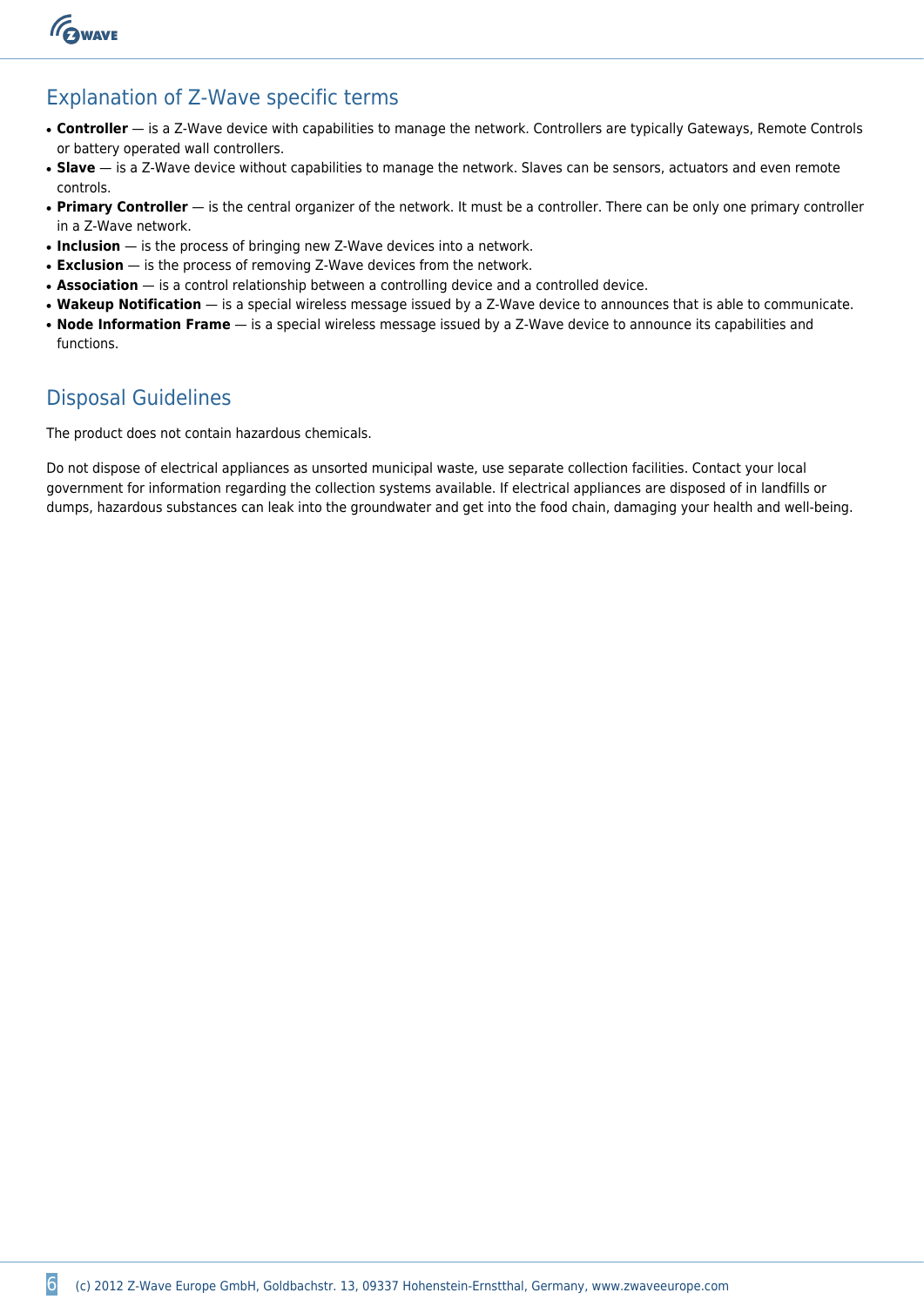## Explanation of Z-Wave specific terms

- **Controller** — is a Z-Wave device with capabilities to manage the network. Controllers are typically Gateways, Remote Controls or battery operated wall controllers.
- **Slave** — is a Z-Wave device without capabilities to manage the network. Slaves can be sensors, actuators and even remote controls.
- **Primary Controller** — is the central organizer of the network. It must be a controller. There can be only one primary controller in a Z-Wave network.
- **Inclusion** — is the process of bringing new Z-Wave devices into a network.
- **Exclusion** — is the process of removing Z-Wave devices from the network.
- **Association** — is a control relationship between a controlling device and a controlled device.
- **Wakeup Notification** — is a special wireless message issued by a Z-Wave device to announces that is able to communicate.
- **Node Information Frame** — is a special wireless message issued by a Z-Wave device to announce its capabilities and functions.

## Disposal Guidelines

The product does not contain hazardous chemicals.

Do not dispose of electrical appliances as unsorted municipal waste, use separate collection facilities. Contact your local government for information regarding the collection systems available. If electrical appliances are disposed of in landfills or dumps, hazardous substances can leak into the groundwater and get into the food chain, damaging your health and well-being.